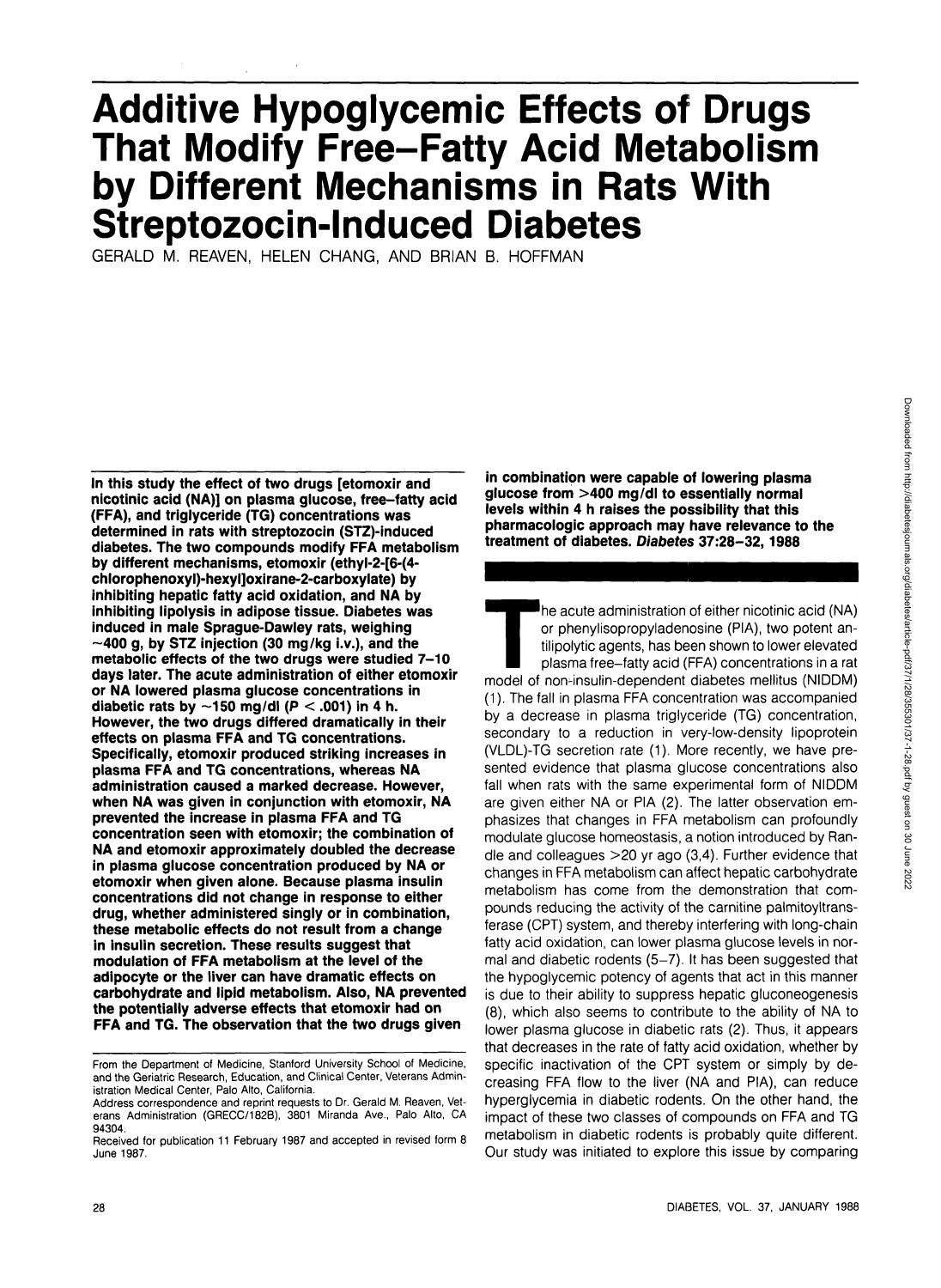# Additive Hypoglycemic Effects of Drugs That Modify Free-Fatty Acid Metabolism by Different Mechanisms in Rats With Streptozocin-Induced Diabetes

GERALD M. REAVEN, HELEN CHANG, AND BRIAN B. HOFFMAN

**In this study the effect of two drugs [etomoxir and nicotinic acid (NA)] on plasma glucose, free-fatty acid (FFA), and triglyceride (TG) concentrations was determined in rats with streptozocin (STZ)-induced diabetes. The two compounds modify FFA metabolism by different mechanisms, etomoxir (ethyl-2-[6-(4-chlorophenoxyl)-hexyl]oxirane-2-carboxylate) by inhibiting hepatic fatty acid oxidation, and NA by inhibiting lipolysis in adipose tissue. Diabetes was induced in male Sprague-Dawley rats, weighing ~400 g, by STZ injection (30 mg/kg i.v.), and the metabolic effects of the two drugs were studied 7–10 days later. The acute administration of either etomoxir or NA lowered plasma glucose concentrations in diabetic rats by ~150 mg/dl ($P < .001$) in 4 h. However, the two drugs differed dramatically in their effects on plasma FFA and TG concentrations. Specifically, etomoxir produced striking increases in plasma FFA and TG concentrations, whereas NA administration caused a marked decrease. However, when NA was given in conjunction with etomoxir, NA prevented the increase in plasma FFA and TG concentration seen with etomoxir; the combination of NA and etomoxir approximately doubled the decrease in plasma glucose concentration produced by NA or etomoxir when given alone. Because plasma insulin concentrations did not change in response to either drug, whether administered singly or in combination, these metabolic effects do not result from a change in insulin secretion. These results suggest that modulation of FFA metabolism at the level of the adipocyte or the liver can have dramatic effects on carbohydrate and lipid metabolism. Also, NA prevented the potentially adverse effects that etomoxir had on FFA and TG. The observation that the two drugs given in combination were capable of lowering plasma glucose from >400 mg/dl to essentially normal levels within 4 h raises the possibility that this pharmacologic approach may have relevance to the treatment of diabetes.** *Diabetes* **37:28–32, 1988**

From the Department of Medicine, Stanford University School of Medicine, and the Geriatric Research, Education, and Clinical Center, Veterans Administration Medical Center, Palo Alto, California.

Address correspondence and reprint requests to Dr. Gerald M. Reaven, Veterans Administration (GRECC/182B), 3801 Miranda Ave., Palo Alto, CA 94304.

Received for publication 11 February 1987 and accepted in revised form 8 June 1987.

The acute administration of either nicotinic acid (NA) or phenylisopropyladenosine (PIA), two potent antilipolytic agents, has been shown to lower elevated plasma free-fatty acid (FFA) concentrations in a rat model of non-insulin-dependent diabetes mellitus (NIDDM) (1). The fall in plasma FFA concentration was accompanied by a decrease in plasma triglyceride (TG) concentration, secondary to a reduction in very-low-density lipoprotein (VLDL)-TG secretion rate (1). More recently, we have presented evidence that plasma glucose concentrations also fall when rats with the same experimental form of NIDDM are given either NA or PIA (2). The latter observation emphasizes that changes in FFA metabolism can profoundly modulate glucose homeostasis, a notion introduced by Randle and colleagues >20 yr ago (3,4). Further evidence that changes in FFA metabolism can affect hepatic carbohydrate metabolism has come from the demonstration that compounds reducing the activity of the carnitine palmitoyltransferase (CPT) system, and thereby interfering with long-chain fatty acid oxidation, can lower plasma glucose levels in normal and diabetic rodents (5–7). It has been suggested that the hypoglycemic potency of agents that act in this manner is due to their ability to suppress hepatic gluconeogenesis (8), which also seems to contribute to the ability of NA to lower plasma glucose in diabetic rats (2). Thus, it appears that decreases in the rate of fatty acid oxidation, whether by specific inactivation of the CPT system or simply by decreasing FFA flow to the liver (NA and PIA), can reduce hyperglycemia in diabetic rodents. On the other hand, the impact of these two classes of compounds on FFA and TG metabolism in diabetic rodents is probably quite different. Our study was initiated to explore this issue by comparing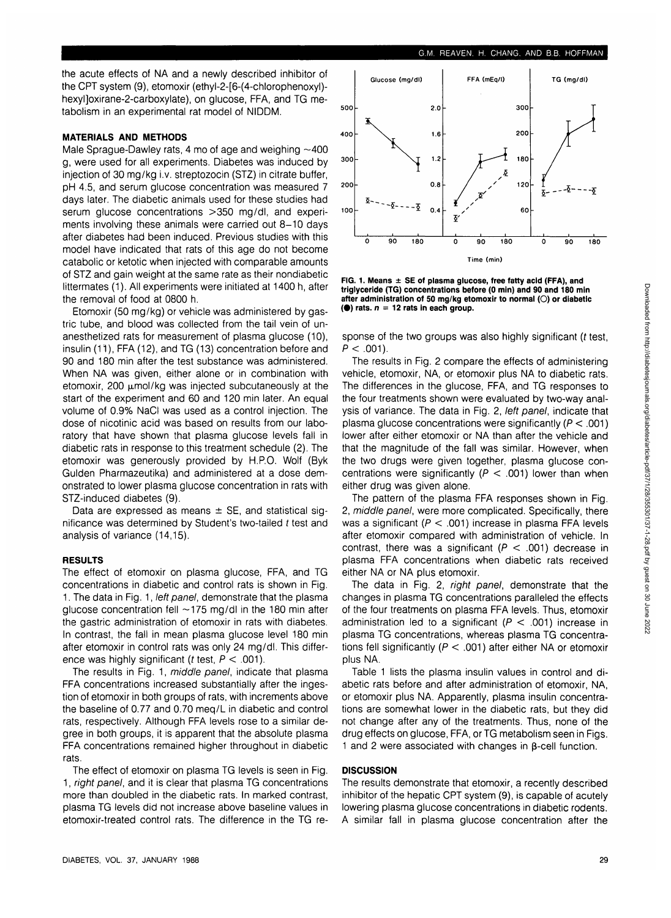the acute effects of NA and a newly described inhibitor of the CPT system (9), etomoxir (ethyl-2-[6-(4-chlorophenoxyl)-hexyl]oxirane-2-carboxylate), on glucose, FFA, and TG metabolism in an experimental rat model of NIDDM.

## MATERIALS AND METHODS

Male Sprague-Dawley rats, 4 mo of age and weighing ~400 g, were used for all experiments. Diabetes was induced by injection of 30 mg/kg i.v. streptozocin (STZ) in citrate buffer, pH 4.5, and serum glucose concentration was measured 7 days later. The diabetic animals used for these studies had serum glucose concentrations >350 mg/dl, and experiments involving these animals were carried out 8–10 days after diabetes had been induced. Previous studies with this model have indicated that rats of this age do not become catabolic or ketotic when injected with comparable amounts of STZ and gain weight at the same rate as their nondiabetic littermates (1). All experiments were initiated at 1400 h, after the removal of food at 0800 h.

Etomoxir (50 mg/kg) or vehicle was administered by gastric tube, and blood was collected from the tail vein of unanesthetized rats for measurement of plasma glucose (10), insulin (11), FFA (12), and TG (13) concentration before and 90 and 180 min after the test substance was administered. When NA was given, either alone or in combination with etomoxir, 200 μmol/kg was injected subcutaneously at the start of the experiment and 60 and 120 min later. An equal volume of 0.9% NaCl was used as a control injection. The dose of nicotinic acid was based on results from our laboratory that have shown that plasma glucose levels fall in diabetic rats in response to this treatment schedule (2). The etomoxir was generously provided by H.P.O. Wolf (Byk Gulden Pharmazeutika) and administered at a dose demonstrated to lower plasma glucose concentration in rats with STZ-induced diabetes (9).

Data are expressed as means ± SE, and statistical significance was determined by Student's two-tailed *t* test and analysis of variance (14,15).

## RESULTS

The effect of etomoxir on plasma glucose, FFA, and TG concentrations in diabetic and control rats is shown in Fig. 1. The data in Fig. 1, *left panel*, demonstrate that the plasma glucose concentration fell ~175 mg/dl in the 180 min after the gastric administration of etomoxir in rats with diabetes. In contrast, the fall in mean plasma glucose level 180 min after etomoxir in control rats was only 24 mg/dl. This difference was highly significant (*t* test, $P < .001$).

The results in Fig. 1, *middle panel*, indicate that plasma FFA concentrations increased substantially after the ingestion of etomoxir in both groups of rats, with increments above the baseline of 0.77 and 0.70 meq/L in diabetic and control rats, respectively. Although FFA levels rose to a similar degree in both groups, it is apparent that the absolute plasma FFA concentrations remained higher throughout in diabetic rats.

The effect of etomoxir on plasma TG levels is seen in Fig. 1, *right panel*, and it is clear that plasma TG concentrations more than doubled in the diabetic rats. In marked contrast, plasma TG levels did not increase above baseline values in etomoxir-treated control rats. The difference in the TG response of the two groups was also highly significant (*t* test, $P < .001$).

**FIG. 1. Means ± SE of plasma glucose, free fatty acid (FFA), and triglyceride (TG) concentrations before (0 min) and 90 and 180 min after administration of 50 mg/kg etomoxir to normal (○) or diabetic (●) rats. *n* = 12 rats in each group.**

The results in Fig. 2 compare the effects of administering vehicle, etomoxir, NA, or etomoxir plus NA to diabetic rats. The differences in the glucose, FFA, and TG responses to the four treatments shown were evaluated by two-way analysis of variance. The data in Fig. 2, *left panel*, indicate that plasma glucose concentrations were significantly ($P < .001$) lower after either etomoxir or NA than after the vehicle and that the magnitude of the fall was similar. However, when the two drugs were given together, plasma glucose concentrations were significantly ($P < .001$) lower than when either drug was given alone.

The pattern of the plasma FFA responses shown in Fig. 2, *middle panel*, were more complicated. Specifically, there was a significant ($P < .001$) increase in plasma FFA levels after etomoxir compared with administration of vehicle. In contrast, there was a significant ($P < .001$) decrease in plasma FFA concentrations when diabetic rats received either NA or NA plus etomoxir.

The data in Fig. 2, *right panel*, demonstrate that the changes in plasma TG concentrations paralleled the effects of the four treatments on plasma FFA levels. Thus, etomoxir administration led to a significant ($P < .001$) increase in plasma TG concentrations, whereas plasma TG concentrations fell significantly ($P < .001$) after either NA or etomoxir plus NA.

Table 1 lists the plasma insulin values in control and diabetic rats before and after administration of etomoxir, NA, or etomoxir plus NA. Apparently, plasma insulin concentrations are somewhat lower in the diabetic rats, but they did not change after any of the treatments. Thus, none of the drug effects on glucose, FFA, or TG metabolism seen in Figs. 1 and 2 were associated with changes in β-cell function.

## DISCUSSION

The results demonstrate that etomoxir, a recently described inhibitor of the hepatic CPT system (9), is capable of acutely lowering plasma glucose concentrations in diabetic rodents. A similar fall in plasma glucose concentration after the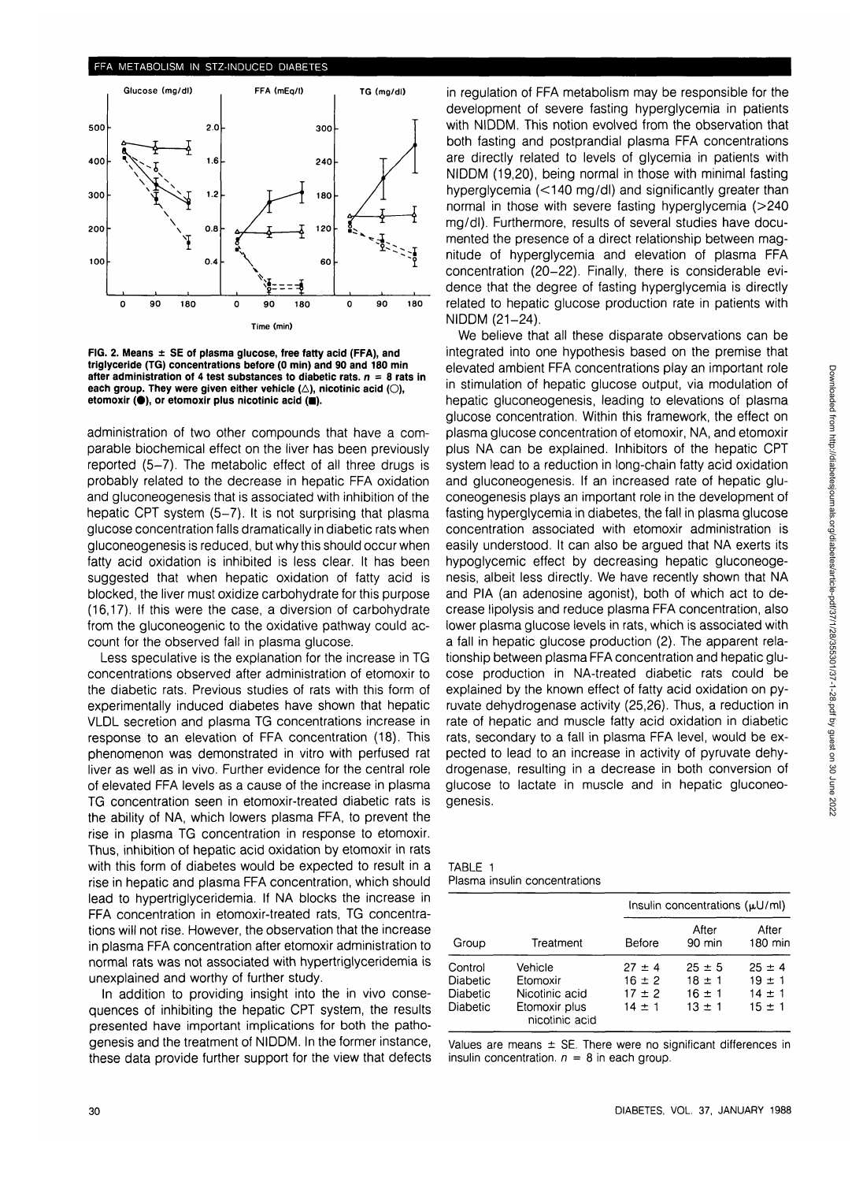Glucose (mg/dl)

500
400
300
200
100

0 90 180

FFA (mEq/l)

2.0
1.6
1.2
0.8
0.4

0 90 180

TG (mg/dl)

300
240
180
120
60

0 90 180

Time (min)

**FIG. 2. Means ± SE of plasma glucose, free fatty acid (FFA), and triglyceride (TG) concentrations before (0 min) and 90 and 180 min after administration of 4 test substances to diabetic rats. $n = 8$ rats in each group. They were given either vehicle (△), nicotinic acid (○), etomoxir (●), or etomoxir plus nicotinic acid (■).**

administration of two other compounds that have a comparable biochemical effect on the liver has been previously reported (5–7). The metabolic effect of all three drugs is probably related to the decrease in hepatic FFA oxidation and gluconeogenesis that is associated with inhibition of the hepatic CPT system (5–7). It is not surprising that plasma glucose concentration falls dramatically in diabetic rats when gluconeogenesis is reduced, but why this should occur when fatty acid oxidation is inhibited is less clear. It has been suggested that when hepatic oxidation of fatty acid is blocked, the liver must oxidize carbohydrate for this purpose (16,17). If this were the case, a diversion of carbohydrate from the gluconeogenic to the oxidative pathway could account for the observed fall in plasma glucose.

Less speculative is the explanation for the increase in TG concentrations observed after administration of etomoxir to the diabetic rats. Previous studies of rats with this form of experimentally induced diabetes have shown that hepatic VLDL secretion and plasma TG concentrations increase in response to an elevation of FFA concentration (18). This phenomenon was demonstrated in vitro with perfused rat liver as well as in vivo. Further evidence for the central role of elevated FFA levels as a cause of the increase in plasma TG concentration seen in etomoxir-treated diabetic rats is the ability of NA, which lowers plasma FFA, to prevent the rise in plasma TG concentration in response to etomoxir. Thus, inhibition of hepatic acid oxidation by etomoxir in rats with this form of diabetes would be expected to result in a rise in hepatic and plasma FFA concentration, which should lead to hypertriglyceridemia. If NA blocks the increase in FFA concentration in etomoxir-treated rats, TG concentrations will not rise. However, the observation that the increase in plasma FFA concentration after etomoxir administration to normal rats was not associated with hypertriglyceridemia is unexplained and worthy of further study.

In addition to providing insight into the in vivo consequences of inhibiting the hepatic CPT system, the results presented have important implications for both the pathogenesis and the treatment of NIDDM. In the former instance, these data provide further support for the view that defects in regulation of FFA metabolism may be responsible for the development of severe fasting hyperglycemia in patients with NIDDM. This notion evolved from the observation that both fasting and postprandial plasma FFA concentrations are directly related to levels of glycemia in patients with NIDDM (19,20), being normal in those with minimal fasting hyperglycemia (<140 mg/dl) and significantly greater than normal in those with severe fasting hyperglycemia (>240 mg/dl). Furthermore, results of several studies have documented the presence of a direct relationship between magnitude of hyperglycemia and elevation of plasma FFA concentration (20–22). Finally, there is considerable evidence that the degree of fasting hyperglycemia is directly related to hepatic glucose production rate in patients with NIDDM (21–24).

We believe that all these disparate observations can be integrated into one hypothesis based on the premise that elevated ambient FFA concentrations play an important role in stimulation of hepatic glucose output, via modulation of hepatic gluconeogenesis, leading to elevations of plasma glucose concentration. Within this framework, the effect on plasma glucose concentration of etomoxir, NA, and etomoxir plus NA can be explained. Inhibitors of the hepatic CPT system lead to a reduction in long-chain fatty acid oxidation and gluconeogenesis. If an increased rate of hepatic gluconeogenesis plays an important role in the development of fasting hyperglycemia in diabetes, the fall in plasma glucose concentration associated with etomoxir administration is easily understood. It can also be argued that NA exerts its hypoglycemic effect by decreasing hepatic gluconeogenesis, albeit less directly. We have recently shown that NA and PIA (an adenosine agonist), both of which act to decrease lipolysis and reduce plasma FFA concentration, also lower plasma glucose levels in rats, which is associated with a fall in hepatic glucose production (2). The apparent relationship between plasma FFA concentration and hepatic glucose production in NA-treated diabetic rats could be explained by the known effect of fatty acid oxidation on pyruvate dehydrogenase activity (25,26). Thus, a reduction in rate of hepatic and muscle fatty acid oxidation in diabetic rats, secondary to a fall in plasma FFA level, would be expected to lead to an increase in activity of pyruvate dehydrogenase, resulting in a decrease in both conversion of glucose to lactate in muscle and in hepatic gluconeogenesis.

TABLE 1
Plasma insulin concentrations

| | | Insulin concentrations (μU/ml) | | |
|---|---|---|---|---|
| Group | Treatment | Before | After 90 min | After 180 min |
| Control | Vehicle | 27 ± 4 | 25 ± 5 | 25 ± 4 |
| Diabetic | Etomoxir | 16 ± 2 | 18 ± 1 | 19 ± 1 |
| Diabetic | Nicotinic acid | 17 ± 2 | 16 ± 1 | 14 ± 1 |
| Diabetic | Etomoxir plus nicotinic acid | 14 ± 1 | 13 ± 1 | 15 ± 1 |

Values are means ± SE. There were no significant differences in insulin concentration. $n = 8$ in each group.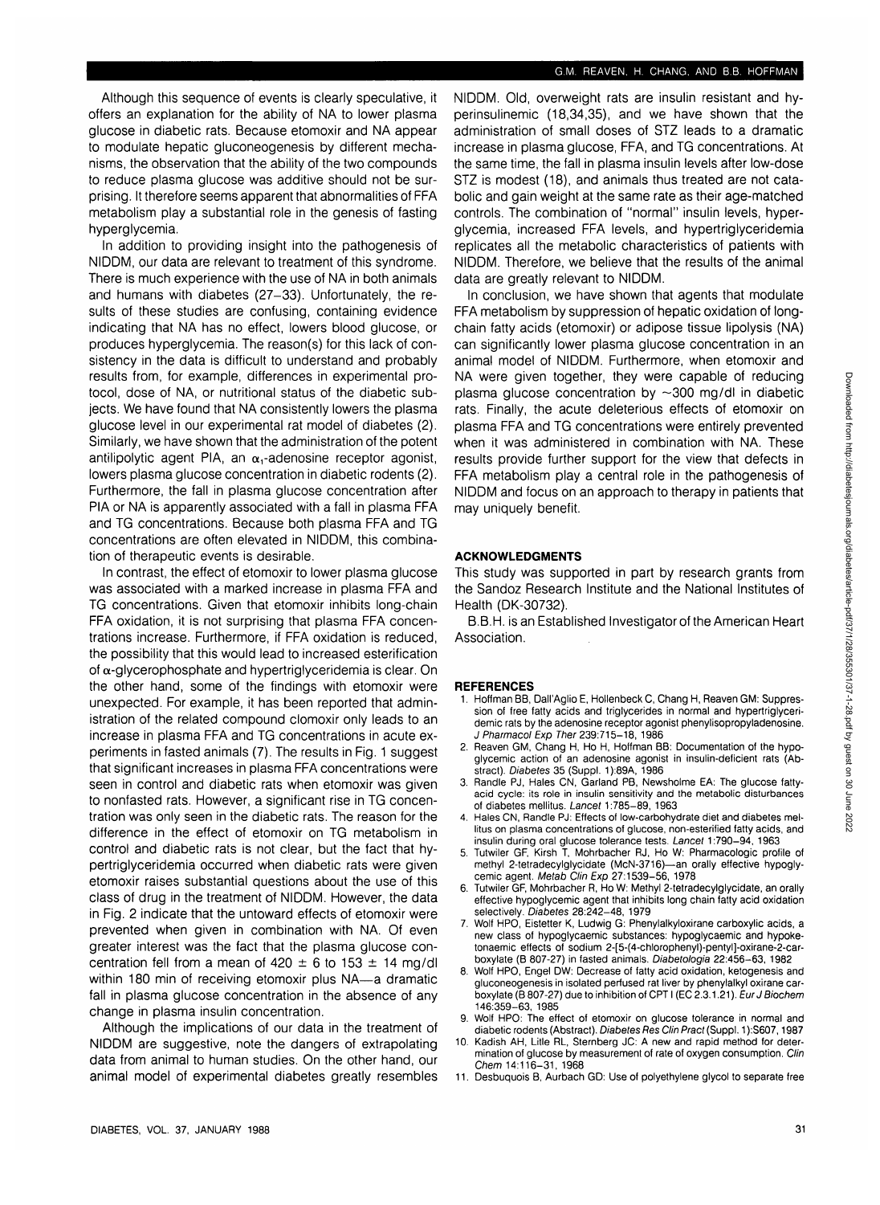Although this sequence of events is clearly speculative, it offers an explanation for the ability of NA to lower plasma glucose in diabetic rats. Because etomoxir and NA appear to modulate hepatic gluconeogenesis by different mechanisms, the observation that the ability of the two compounds to reduce plasma glucose was additive should not be surprising. It therefore seems apparent that abnormalities of FFA metabolism play a substantial role in the genesis of fasting hyperglycemia.

In addition to providing insight into the pathogenesis of NIDDM, our data are relevant to treatment of this syndrome. There is much experience with the use of NA in both animals and humans with diabetes (27–33). Unfortunately, the results of these studies are confusing, containing evidence indicating that NA has no effect, lowers blood glucose, or produces hyperglycemia. The reason(s) for this lack of consistency in the data is difficult to understand and probably results from, for example, differences in experimental protocol, dose of NA, or nutritional status of the diabetic subjects. We have found that NA consistently lowers the plasma glucose level in our experimental rat model of diabetes (2). Similarly, we have shown that the administration of the potent antilipolytic agent PIA, an $\alpha_1$-adenosine receptor agonist, lowers plasma glucose concentration in diabetic rodents (2). Furthermore, the fall in plasma glucose concentration after PIA or NA is apparently associated with a fall in plasma FFA and TG concentrations. Because both plasma FFA and TG concentrations are often elevated in NIDDM, this combination of therapeutic events is desirable.

In contrast, the effect of etomoxir to lower plasma glucose was associated with a marked increase in plasma FFA and TG concentrations. Given that etomoxir inhibits long-chain FFA oxidation, it is not surprising that plasma FFA concentrations increase. Furthermore, if FFA oxidation is reduced, the possibility that this would lead to increased esterification of $\alpha$-glycerophosphate and hypertriglyceridemia is clear. On the other hand, some of the findings with etomoxir were unexpected. For example, it has been reported that administration of the related compound clomoxir only leads to an increase in plasma FFA and TG concentrations in acute experiments in fasted animals (7). The results in Fig. 1 suggest that significant increases in plasma FFA concentrations were seen in control and diabetic rats when etomoxir was given to nonfasted rats. However, a significant rise in TG concentration was only seen in the diabetic rats. The reason for the difference in the effect of etomoxir on TG metabolism in control and diabetic rats is not clear, but the fact that hypertriglyceridemia occurred when diabetic rats were given etomoxir raises substantial questions about the use of this class of drug in the treatment of NIDDM. However, the data in Fig. 2 indicate that the untoward effects of etomoxir were prevented when given in combination with NA. Of even greater interest was the fact that the plasma glucose concentration fell from a mean of 420 ± 6 to 153 ± 14 mg/dl within 180 min of receiving etomoxir plus NA—a dramatic fall in plasma glucose concentration in the absence of any change in plasma insulin concentration.

Although the implications of our data in the treatment of NIDDM are suggestive, note the dangers of extrapolating data from animal to human studies. On the other hand, our animal model of experimental diabetes greatly resembles NIDDM. Old, overweight rats are insulin resistant and hyperinsulinemic (18,34,35), and we have shown that the administration of small doses of STZ leads to a dramatic increase in plasma glucose, FFA, and TG concentrations. At the same time, the fall in plasma insulin levels after low-dose STZ is modest (18), and animals thus treated are not catabolic and gain weight at the same rate as their age-matched controls. The combination of "normal" insulin levels, hyperglycemia, increased FFA levels, and hypertriglyceridemia replicates all the metabolic characteristics of patients with NIDDM. Therefore, we believe that the results of the animal data are greatly relevant to NIDDM.

In conclusion, we have shown that agents that modulate FFA metabolism by suppression of hepatic oxidation of long-chain fatty acids (etomoxir) or adipose tissue lipolysis (NA) can significantly lower plasma glucose concentration in an animal model of NIDDM. Furthermore, when etomoxir and NA were given together, they were capable of reducing plasma glucose concentration by ~300 mg/dl in diabetic rats. Finally, the acute deleterious effects of etomoxir on plasma FFA and TG concentrations were entirely prevented when it was administered in combination with NA. These results provide further support for the view that defects in FFA metabolism play a central role in the pathogenesis of NIDDM and focus on an approach to therapy in patients that may uniquely benefit.

## ACKNOWLEDGMENTS

This study was supported in part by research grants from the Sandoz Research Institute and the National Institutes of Health (DK-30732).

B.B.H. is an Established Investigator of the American Heart Association.

## REFERENCES

1. Hoffman BB, Dall'Aglio E, Hollenbeck C, Chang H, Reaven GM: Suppression of free fatty acids and triglycerides in normal and hypertriglyceridemic rats by the adenosine receptor agonist phenylisopropyladenosine. *J Pharmacol Exp Ther* 239:715–18, 1986
2. Reaven GM, Chang H, Ho H, Hoffman BB: Documentation of the hypoglycemic action of an adenosine agonist in insulin-deficient rats (Abstract). *Diabetes* 35 (Suppl. 1):89A, 1986
3. Randle PJ, Hales CN, Garland PB, Newsholme EA: The glucose fatty-acid cycle: its role in insulin sensitivity and the metabolic disturbances of diabetes mellitus. *Lancet* 1:785–89, 1963
4. Hales CN, Randle PJ: Effects of low-carbohydrate diet and diabetes mellitus on plasma concentrations of glucose, non-esterified fatty acids, and insulin during oral glucose tolerance tests. *Lancet* 1:790–94, 1963
5. Tutwiler GF, Kirsh T, Mohrbacher RJ, Ho W: Pharmacologic profile of methyl 2-tetradecylglycidate (McN-3716)—an orally effective hypoglycemic agent. *Metab Clin Exp* 27:1539–56, 1978
6. Tutwiler GF, Mohrbacher R, Ho W: Methyl 2-tetradecylglycidate, an orally effective hypoglycemic agent that inhibits long chain fatty acid oxidation selectively. *Diabetes* 28:242–48, 1979
7. Wolf HPO, Eistetter K, Ludwig G: Phenylalkyloxirane carboxylic acids, a new class of hypoglycaemic substances: hypoglycaemic and hypoketonaemic effects of sodium 2-[5-(4-chlorophenyl)-pentyl]-oxirane-2-carboxylate (B 807-27) in fasted animals. *Diabetologia* 22:456–63, 1982
8. Wolf HPO, Engel DW: Decrease of fatty acid oxidation, ketogenesis and gluconeogenesis in isolated perfused rat liver by phenylalkyl oxirane carboxylate (B 807-27) due to inhibition of CPT I (EC 2.3.1.21). *Eur J Biochem* 146:359–63, 1985
9. Wolf HPO: The effect of etomoxir on glucose tolerance in normal and diabetic rodents (Abstract). *Diabetes Res Clin Pract* (Suppl. 1):S607, 1987
10. Kadish AH, Litle RL, Sternberg JC: A new and rapid method for determination of glucose by measurement of rate of oxygen consumption. *Clin Chem* 14:116–31, 1968
11. Desbuquois B, Aurbach GD: Use of polyethylene glycol to separate free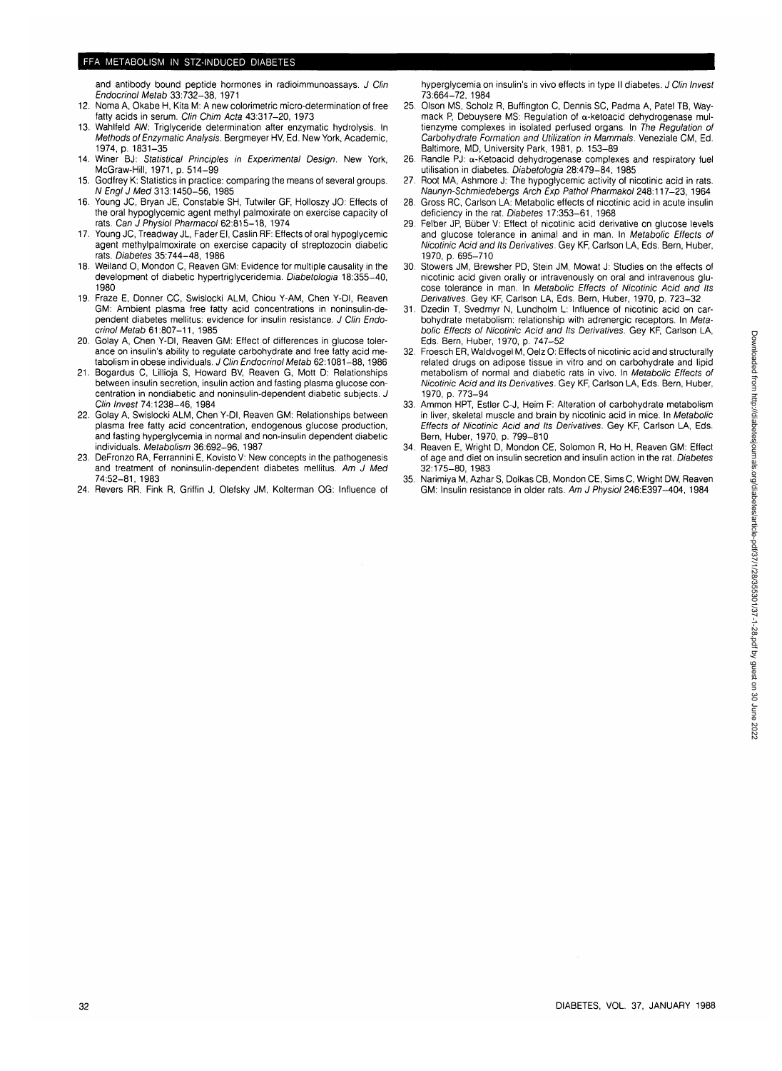and antibody bound peptide hormones in radioimmunoassays. *J Clin Endocrinol Metab* 33:732–38, 1971

12. Noma A, Okabe H, Kita M: A new colorimetric micro-determination of free fatty acids in serum. *Clin Chim Acta* 43:317–20, 1973
13. Wahlfeld AW: Triglyceride determination after enzymatic hydrolysis. In *Methods of Enzymatic Analysis*. Bergmeyer HV, Ed. New York, Academic, 1974, p. 1831–35
14. Winer BJ: *Statistical Principles in Experimental Design*. New York, McGraw-Hill, 1971, p. 514–99
15. Godfrey K: Statistics in practice: comparing the means of several groups. *N Engl J Med* 313:1450–56, 1985
16. Young JC, Bryan JE, Constable SH, Tutwiler GF, Holloszy JO: Effects of the oral hypoglycemic agent methyl palmoxirate on exercise capacity of rats. *Can J Physiol Pharmacol* 62:815–18, 1974
17. Young JC, Treadway JL, Fader EI, Caslin RF: Effects of oral hypoglycemic agent methylpalmoxirate on exercise capacity of streptozocin diabetic rats. *Diabetes* 35:744–48, 1986
18. Weiland O, Mondon C, Reaven GM: Evidence for multiple causality in the development of diabetic hypertriglyceridemia. *Diabetologia* 18:355–40, 1980
19. Fraze E, Donner CC, Swislocki ALM, Chiou Y-AM, Chen Y-DI, Reaven GM: Ambient plasma free fatty acid concentrations in noninsulin-dependent diabetes mellitus: evidence for insulin resistance. *J Clin Endocrinol Metab* 61:807–11, 1985
20. Golay A, Chen Y-DI, Reaven GM: Effect of differences in glucose tolerance on insulin's ability to regulate carbohydrate and free fatty acid metabolism in obese individuals. *J Clin Endocrinol Metab* 62:1081–88, 1986
21. Bogardus C, Lillioja S, Howard BV, Reaven G, Mott D: Relationships between insulin secretion, insulin action and fasting plasma glucose concentration in nondiabetic and noninsulin-dependent diabetic subjects. *J Clin Invest* 74:1238–46, 1984
22. Golay A, Swislocki ALM, Chen Y-DI, Reaven GM: Relationships between plasma free fatty acid concentration, endogenous glucose production, and fasting hyperglycemia in normal and non-insulin dependent diabetic individuals. *Metabolism* 36:692–96, 1987
23. DeFronzo RA, Ferrannini E, Kovisto V: New concepts in the pathogenesis and treatment of noninsulin-dependent diabetes mellitus. *Am J Med* 74:52–81, 1983
24. Revers RR, Fink R, Griffin J, Olefsky JM, Kolterman OG: Influence of hyperglycemia on insulin's in vivo effects in type II diabetes. *J Clin Invest* 73:664–72, 1984
25. Olson MS, Scholz R, Buffington C, Dennis SC, Padma A, Patel TB, Waymack P, Debuysere MS: Regulation of α-ketoacid dehydrogenase multienzyme complexes in isolated perfused organs. In *The Regulation of Carbohydrate Formation and Utilization in Mammals*. Veneziale CM, Ed. Baltimore, MD, University Park, 1981, p. 153–89
26. Randle PJ: α-Ketoacid dehydrogenase complexes and respiratory fuel utilisation in diabetes. *Diabetologia* 28:479–84, 1985
27. Root MA, Ashmore J: The hypoglycemic activity of nicotinic acid in rats. *Naunyn-Schmiedebergs Arch Exp Pathol Pharmakol* 248:117–23, 1964
28. Gross RC, Carlson LA: Metabolic effects of nicotinic acid in acute insulin deficiency in the rat. *Diabetes* 17:353–61, 1968
29. Felber JP, Büber V: Effect of nicotinic acid derivative on glucose levels and glucose tolerance in animal and in man. In *Metabolic Effects of Nicotinic Acid and Its Derivatives*. Gey KF, Carlson LA, Eds. Bern, Huber, 1970, p. 695–710
30. Stowers JM, Brewsher PD, Stein JM, Mowat J: Studies on the effects of nicotinic acid given orally or intravenously on oral and intravenous glucose tolerance in man. In *Metabolic Effects of Nicotinic Acid and Its Derivatives*. Gey KF, Carlson LA, Eds. Bern, Huber, 1970, p. 723–32
31. Dzedin T, Svedmyr N, Lundholm L: Influence of nicotinic acid on carbohydrate metabolism: relationship with adrenergic receptors. In *Metabolic Effects of Nicotinic Acid and Its Derivatives*. Gey KF, Carlson LA, Eds. Bern, Huber, 1970, p. 747–52
32. Froesch ER, Waldvogel M, Oelz O: Effects of nicotinic acid and structurally related drugs on adipose tissue in vitro and on carbohydrate and lipid metabolism of normal and diabetic rats in vivo. In *Metabolic Effects of Nicotinic Acid and Its Derivatives*. Gey KF, Carlson LA, Eds. Bern, Huber, 1970, p. 773–94
33. Ammon HPT, Estler C-J, Heim F: Alteration of carbohydrate metabolism in liver, skeletal muscle and brain by nicotinic acid in mice. In *Metabolic Effects of Nicotinic Acid and Its Derivatives*. Gey KF, Carlson LA, Eds. Bern, Huber, 1970, p. 799–810
34. Reaven E, Wright D, Mondon CE, Solomon R, Ho H, Reaven GM: Effect of age and diet on insulin secretion and insulin action in the rat. *Diabetes* 32:175–80, 1983
35. Narimiya M, Azhar S, Dolkas CB, Mondon CE, Sims C, Wright DW, Reaven GM: Insulin resistance in older rats. *Am J Physiol* 246:E397–404, 1984